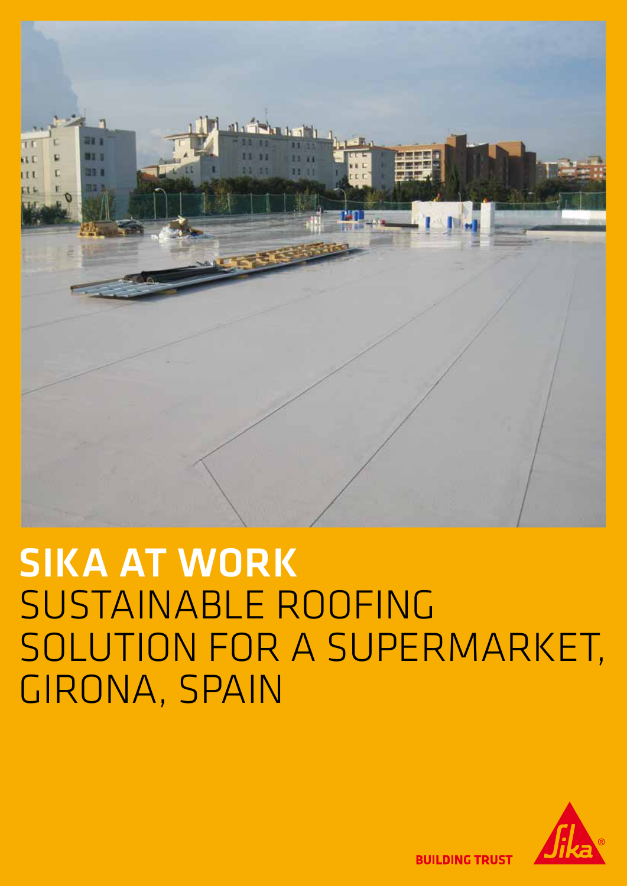# SIKA AT WORK
# SUSTAINABLE ROOFING SOLUTION FOR A SUPERMARKET, GIRONA, SPAIN

BUILDING TRUST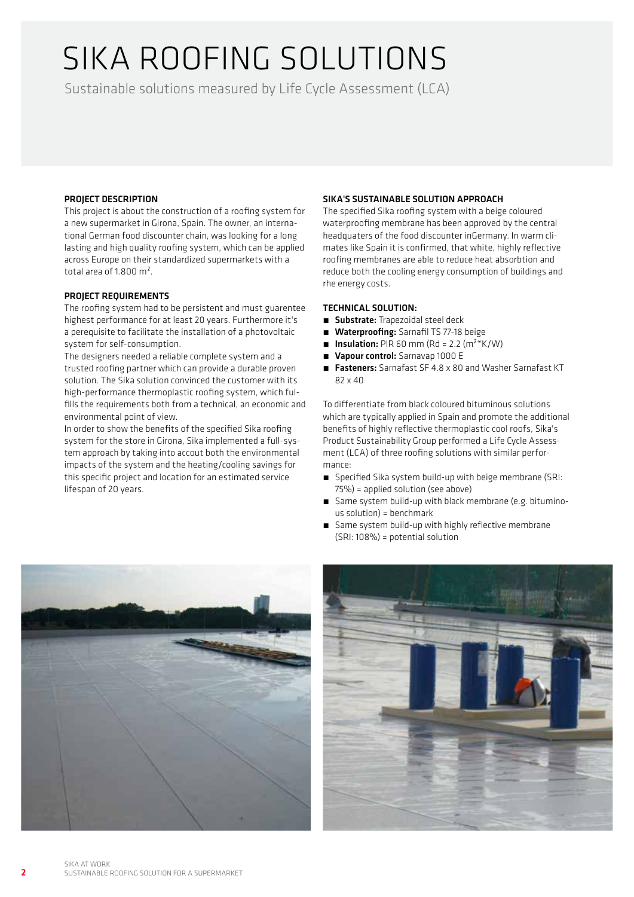# SIKA ROOFING SOLUTIONS

Sustainable solutions measured by Life Cycle Assessment (LCA)

### PROJECT DESCRIPTION

This project is about the construction of a roofing system for a new supermarket in Girona, Spain. The owner, an international German food discounter chain, was looking for a long lasting and high quality roofing system, which can be applied across Europe on their standardized supermarkets with a total area of 1.800 m².

### PROJECT REQUIREMENTS

The roofing system had to be persistent and must guarentee highest performance for at least 20 years. Furthermore it's a perequisite to facilitate the installation of a photovoltaic system for self-consumption.

The designers needed a reliable complete system and a trusted roofing partner which can provide a durable proven solution. The Sika solution convinced the customer with its high-performance thermoplastic roofing system, which fulfills the requirements both from a technical, an economic and environmental point of view.

In order to show the benefits of the specified Sika roofing system for the store in Girona, Sika implemented a full-system approach by taking into accout both the environmental impacts of the system and the heating/cooling savings for this specific project and location for an estimated service lifespan of 20 years.

### SIKA'S SUSTAINABLE SOLUTION APPROACH

The specified Sika roofing system with a beige coloured waterproofing membrane has been approved by the central headquaters of the food discounter inGermany. In warm climates like Spain it is confirmed, that white, highly reflective roofing membranes are able to reduce heat absorbtion and reduce both the cooling energy consumption of buildings and rhe energy costs.

### TECHNICAL SOLUTION:

- **Substrate:** Trapezoidal steel deck
- **Waterproofing:** Sarnafil TS 77-18 beige
- **Insulation:** PIR 60 mm (Rd = 2.2 (m²*K/W)
- **Vapour control:** Sarnavap 1000 E
- **Fasteners:** Sarnafast SF 4.8 x 80 and Washer Sarnafast KT 82 x 40

To differentiate from black coloured bituminous solutions which are typically applied in Spain and promote the additional benefits of highly reflective thermoplastic cool roofs, Sika's Product Sustainability Group performed a Life Cycle Assessment (LCA) of three roofing solutions with similar performance:

- Specified Sika system build-up with beige membrane (SRI: 75%) = applied solution (see above)
- Same system build-up with black membrane (e.g. bituminous solution) = benchmark
- Same system build-up with highly reflective membrane (SRI: 108%) = potential solution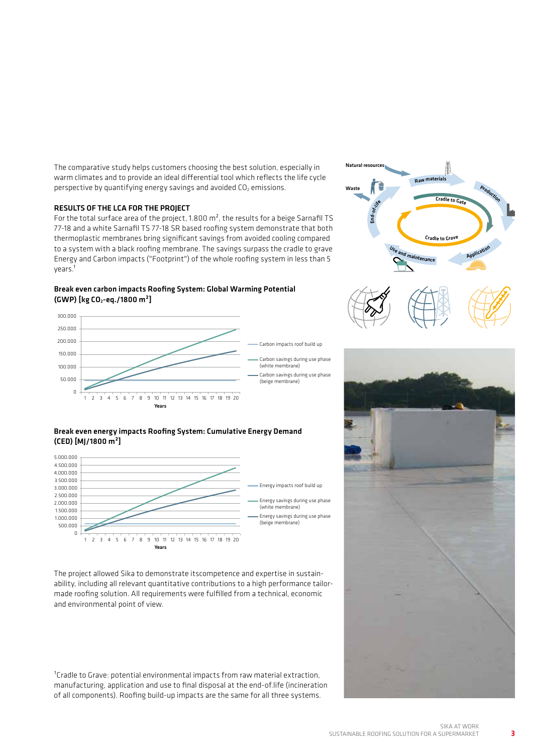The comparative study helps customers choosing the best solution, especially in warm climates and to provide an ideal differential tool which reflects the life cycle perspective by quantifying energy savings and avoided $CO_2$ emissions.

## RESULTS OF THE LCA FOR THE PROJECT

For the total surface area of the project, 1.800 m², the results for a beige Sarnafil TS 77-18 and a white Sarnafil TS 77-18 SR based roofing system demonstrate that both thermoplastic membranes bring significant savings from avoided cooling compared to a system with a black roofing membrane. The savings surpass the cradle to grave Energy and Carbon impacts ("Footprint") of the whole roofing system in less than 5 years.[1]

**Break even carbon impacts Roofing System: Global Warming Potential (GWP) [kg $CO_2$-eq./1800 m²]**

**Break even energy impacts Roofing System: Cumulative Energy Demand (CED) [MJ/1800 m²]**

The project allowed Sika to demonstrate itscompetence and expertise in sustainability, including all relevant quantitative contributions to a high performance tailor-made roofing solution. All requirements were fulfilled from a technical, economic and environmental point of view.

[1]Cradle to Grave: potential environmental impacts from raw material extraction, manufacturing, application and use to final disposal at the end-of.life (incineration of all components). Roofing build-up impacts are the same for all three systems.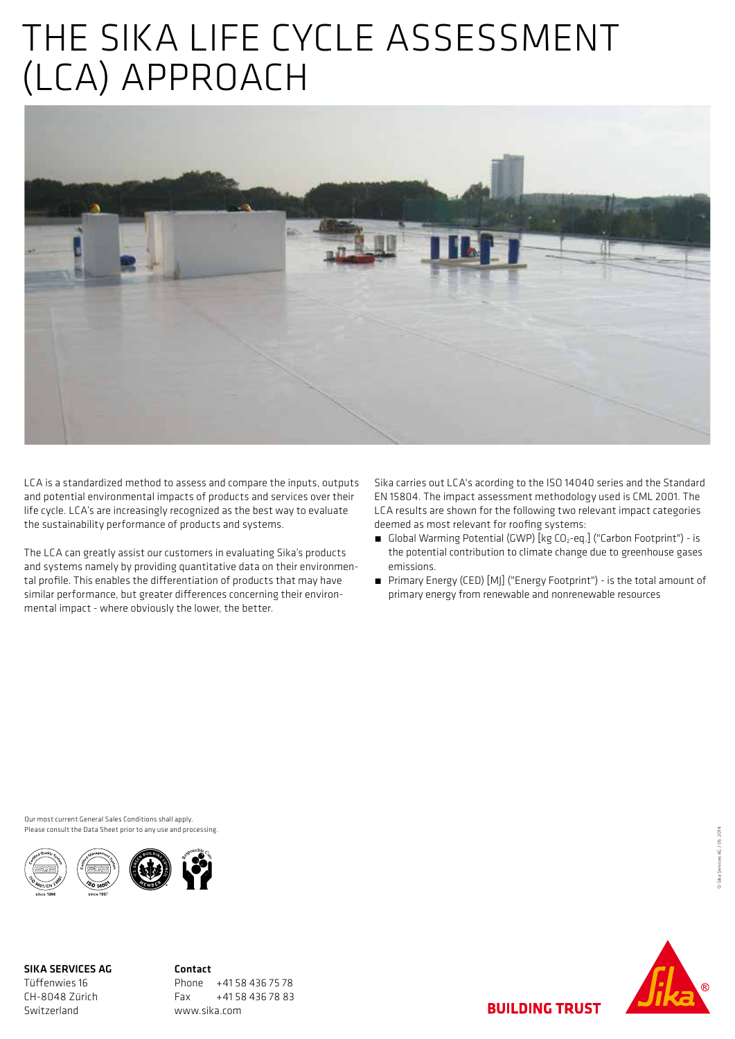# THE SIKA LIFE CYCLE ASSESSMENT (LCA) APPROACH

LCA is a standardized method to assess and compare the inputs, outputs and potential environmental impacts of products and services over their life cycle. LCA's are increasingly recognized as the best way to evaluate the sustainability performance of products and systems.

The LCA can greatly assist our customers in evaluating Sika's products and systems namely by providing quantitative data on their environmental profile. This enables the differentiation of products that may have similar performance, but greater differences concerning their environmental impact - where obviously the lower, the better.

Sika carries out LCA's acording to the ISO 14040 series and the Standard EN 15804. The impact assessment methodology used is CML 2001. The LCA results are shown for the following two relevant impact categories deemed as most relevant for roofing systems:

- Global Warming Potential (GWP) [kg $CO_2$-eq.] ("Carbon Footprint") - is the potential contribution to climate change due to greenhouse gases emissions.
- Primary Energy (CED) [MJ] ("Energy Footprint") - is the total amount of primary energy from renewable and nonrenewable resources

Our most current General Sales Conditions shall apply.
Please consult the Data Sheet prior to any use and processing.

**SIKA SERVICES AG**
Tüffenwies 16
CH-8048 Zürich
Switzerland

**Contact**
Phone +41 58 436 75 78
Fax +41 58 436 78 83
www.sika.com

**BUILDING TRUST**

© Sika Services AG / 05.2014